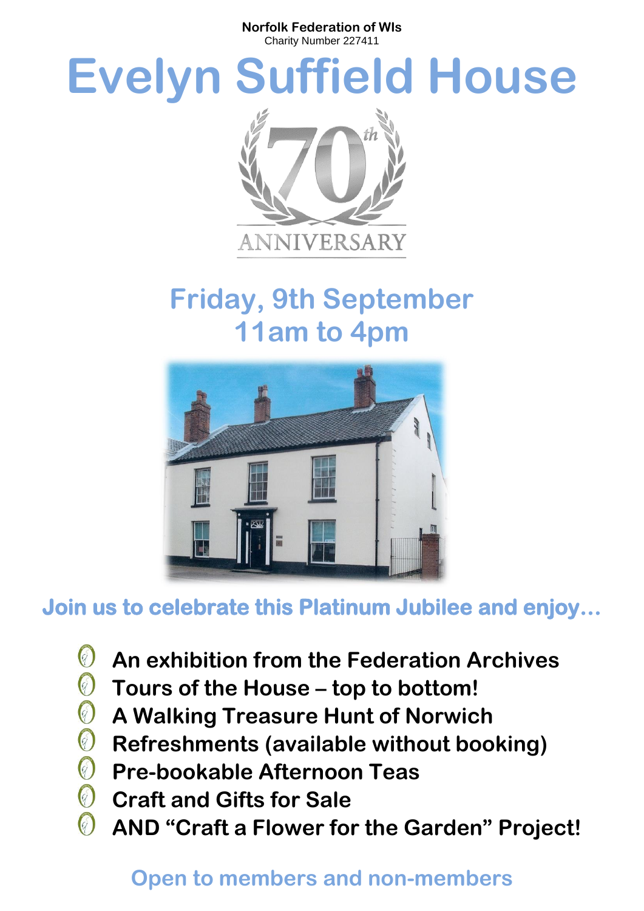**Norfolk Federation of WIs**
Charity Number 227411

# Evelyn Suffield House

70th ANNIVERSARY

## Friday, 9th September
## 11am to 4pm

### Join us to celebrate this Platinum Jubilee and enjoy…

- **An exhibition from the Federation Archives**
- **Tours of the House – top to bottom!**
- **A Walking Treasure Hunt of Norwich**
- **Refreshments (available without booking)**
- **Pre-bookable Afternoon Teas**
- **Craft and Gifts for Sale**
- **AND "Craft a Flower for the Garden" Project!**

### Open to members and non-members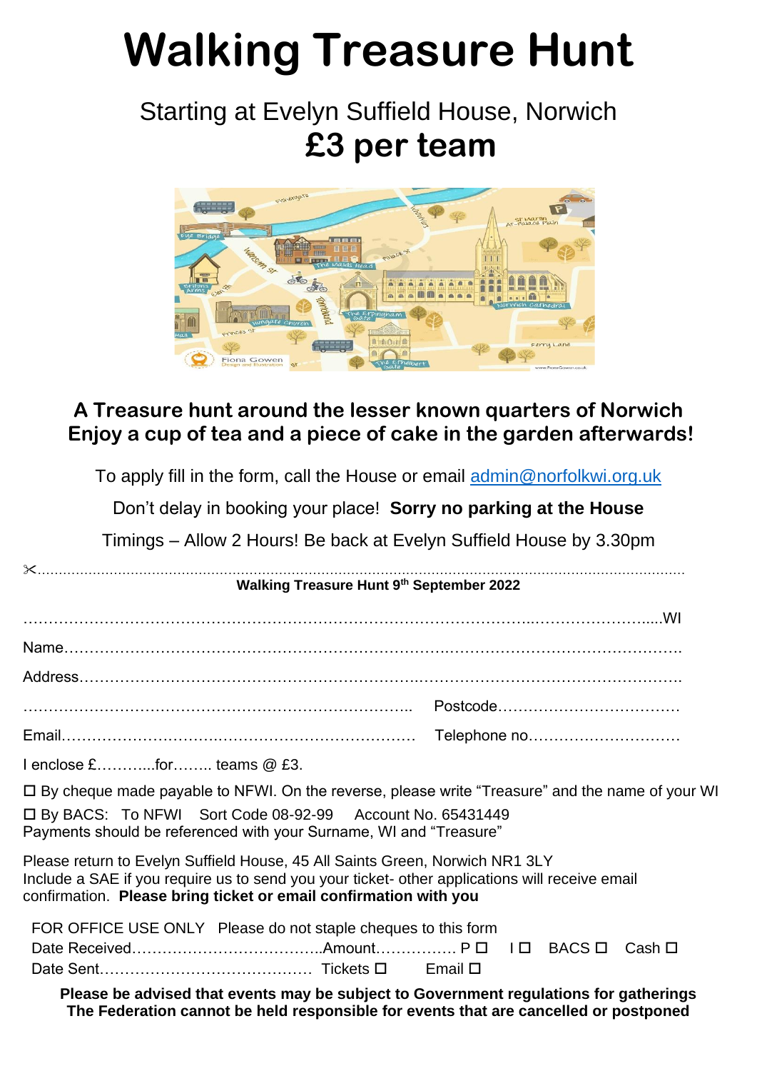# Walking Treasure Hunt

## Starting at Evelyn Suffield House, Norwich

## £3 per team

### A Treasure hunt around the lesser known quarters of Norwich
### Enjoy a cup of tea and a piece of cake in the garden afterwards!

To apply fill in the form, call the House or email admin@norfolkwi.org.uk

Don't delay in booking your place! **Sorry no parking at the House**

Timings – Allow 2 Hours! Be back at Evelyn Suffield House by 3.30pm

✂...............................................................................................................................................................

**Walking Treasure Hunt 9th September 2022**

……………………………………………………………………………………………………………………WI

Name………………………………………………………………………………………………………….

Address……………………………………………………………………………………………………….

……………………………………………………………………… Postcode………………………………

Email…………………………………………………………… Telephone no…………………………

I enclose £………...for…….. teams @ £3.

☐ By cheque made payable to NFWI. On the reverse, please write "Treasure" and the name of your WI

☐ By BACS: To NFWI Sort Code 08-92-99 Account No. 65431449
Payments should be referenced with your Surname, WI and "Treasure"

Please return to Evelyn Suffield House, 45 All Saints Green, Norwich NR1 3LY
Include a SAE if you require us to send you your ticket- other applications will receive email confirmation. **Please bring ticket or email confirmation with you**

FOR OFFICE USE ONLY Please do not staple cheques to this form
Date Received………………………………..Amount……………. P ☐ I ☐ BACS ☐ Cash ☐
Date Sent…………………………………… Tickets ☐ Email ☐

**Please be advised that events may be subject to Government regulations for gatherings**
**The Federation cannot be held responsible for events that are cancelled or postponed**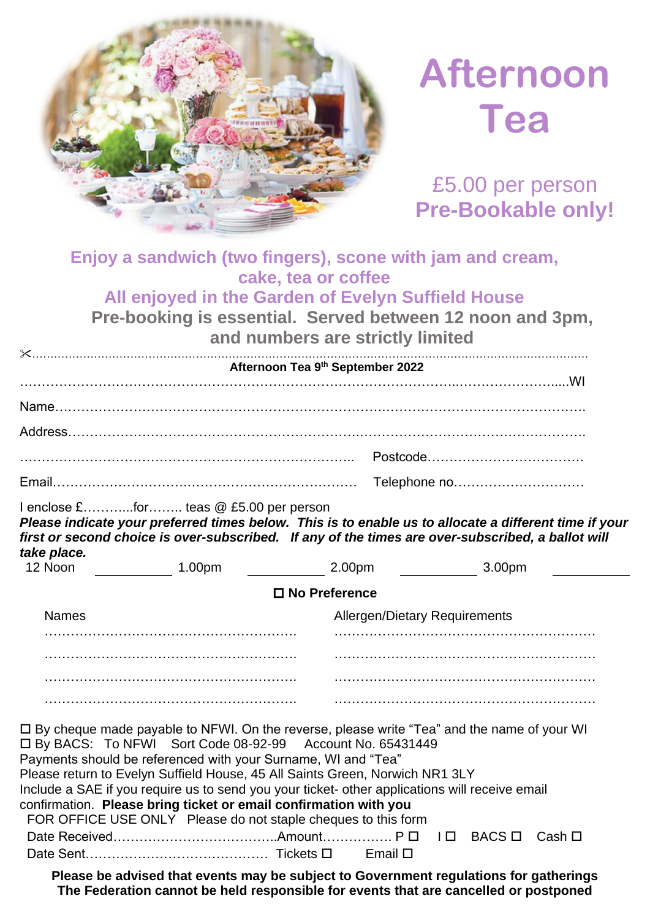# Afternoon Tea

£5.00 per person
**Pre-Bookable only!**

**Enjoy a sandwich (two fingers), scone with jam and cream, cake, tea or coffee**

**All enjoyed in the Garden of Evelyn Suffield House**

**Pre-booking is essential. Served between 12 noon and 3pm, and numbers are strictly limited**

✂...........................................................................................................................................................

**Afternoon Tea 9th September 2022**

……………………………………………………………………………………………………………….....WI

Name…………………………………………………………………………………………………….

Address…………………………………………………………………………………………………….

……………………………………………………………………….. Postcode………………………………

Email……………………………………………………………… Telephone no…………………………

I enclose £………...for…….. teas @ £5.00 per person

***Please indicate your preferred times below. This is to enable us to allocate a different time if your first or second choice is over-subscribed. If any of the times are over-subscribed, a ballot will take place.***

12 Noon ________ 1.00pm ________ 2.00pm ________ 3.00pm ________

☐ **No Preference**

| Names | Allergen/Dietary Requirements |
|---|---|
| ……………………………………………… | ……………………………………………… |
| ……………………………………………… | ……………………………………………… |
| ……………………………………………… | ……………………………………………… |
| ……………………………………………… | ……………………………………………… |

☐ By cheque made payable to NFWI. On the reverse, please write "Tea" and the name of your WI
☐ By BACS: To NFWI Sort Code 08-92-99 Account No. 65431449
Payments should be referenced with your Surname, WI and "Tea"
Please return to Evelyn Suffield House, 45 All Saints Green, Norwich NR1 3LY
Include a SAE if you require us to send you your ticket- other applications will receive email confirmation. **Please bring ticket or email confirmation with you**

FOR OFFICE USE ONLY Please do not staple cheques to this form
Date Received………………………………..Amount……………. P ☐ I ☐ BACS ☐ Cash ☐
Date Sent…………………………………… Tickets ☐ Email ☐

**Please be advised that events may be subject to Government regulations for gatherings**
**The Federation cannot be held responsible for events that are cancelled or postponed**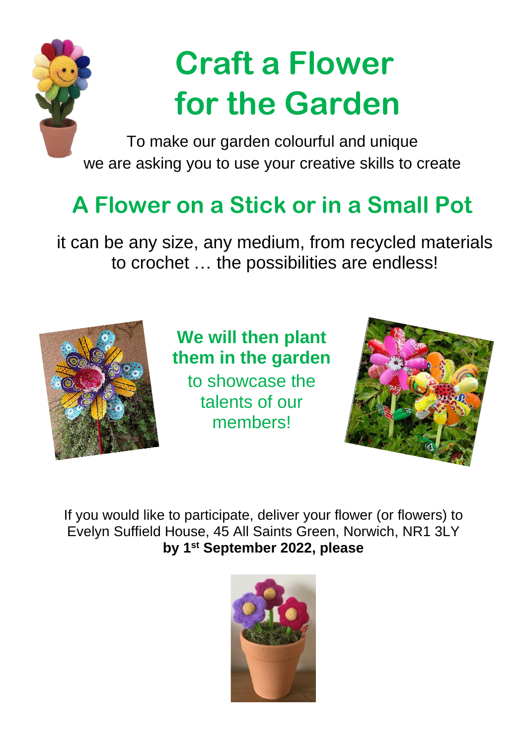# Craft a Flower for the Garden

To make our garden colourful and unique
we are asking you to use your creative skills to create

## A Flower on a Stick or in a Small Pot

it can be any size, any medium, from recycled materials to crochet … the possibilities are endless!

**We will then plant them in the garden** to showcase the talents of our members!

If you would like to participate, deliver your flower (or flowers) to Evelyn Suffield House, 45 All Saints Green, Norwich, NR1 3LY **by 1st September 2022, please**